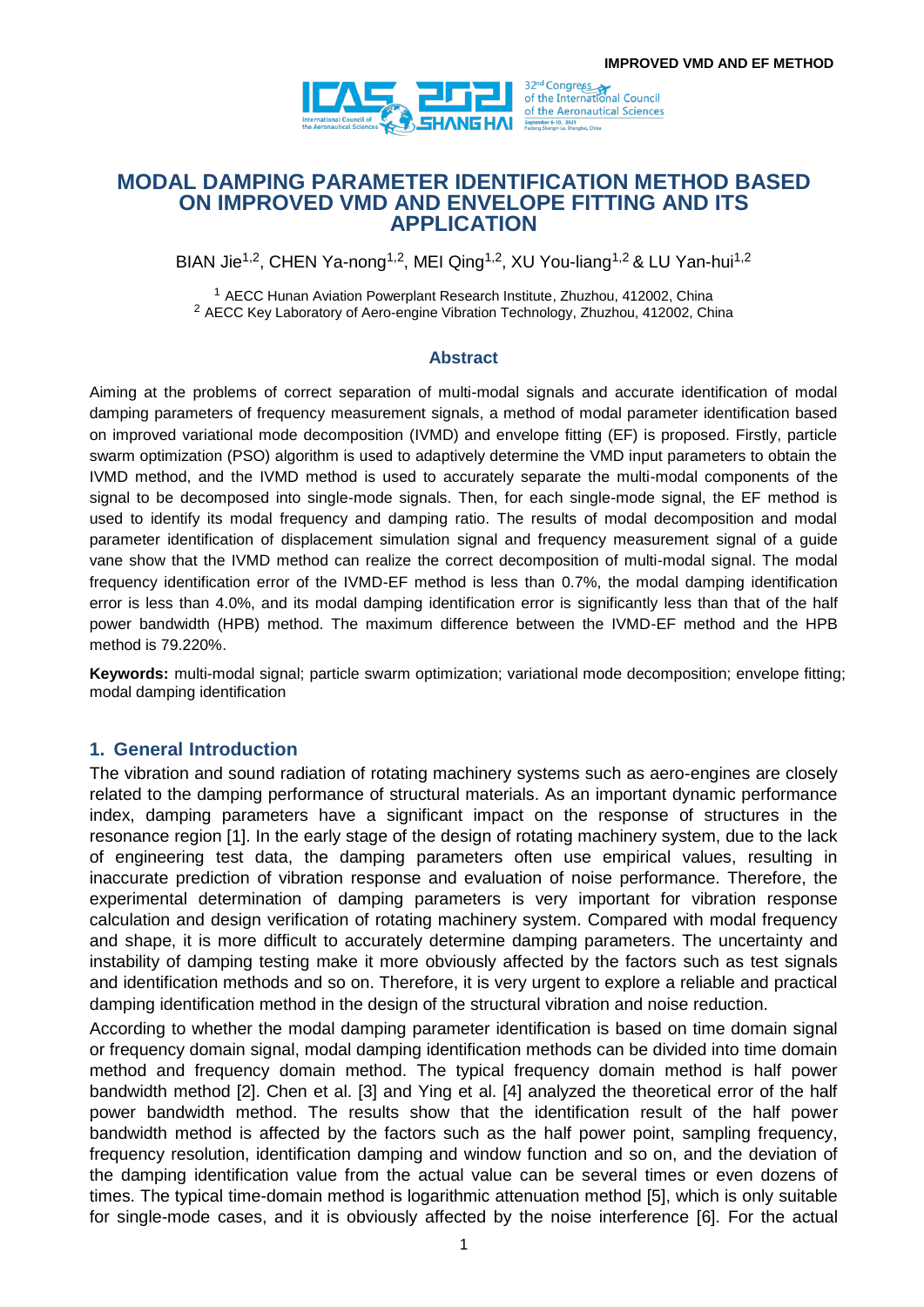# MODAL DAMPING PARAMETER IDENTIFICATION METHOD BASED ON IMPROVED VMD AND ENVELOPE FITTING AND ITS APPLICATION

BIAN Jie[1,2], CHEN Ya-nong[1,2], MEI Qing[1,2], XU You-liang[1,2] & LU Yan-hui[1,2]

[1] AECC Hunan Aviation Powerplant Research Institute, Zhuzhou, 412002, China
[2] AECC Key Laboratory of Aero-engine Vibration Technology, Zhuzhou, 412002, China

## Abstract

Aiming at the problems of correct separation of multi-modal signals and accurate identification of modal damping parameters of frequency measurement signals, a method of modal parameter identification based on improved variational mode decomposition (IVMD) and envelope fitting (EF) is proposed. Firstly, particle swarm optimization (PSO) algorithm is used to adaptively determine the VMD input parameters to obtain the IVMD method, and the IVMD method is used to accurately separate the multi-modal components of the signal to be decomposed into single-mode signals. Then, for each single-mode signal, the EF method is used to identify its modal frequency and damping ratio. The results of modal decomposition and modal parameter identification of displacement simulation signal and frequency measurement signal of a guide vane show that the IVMD method can realize the correct decomposition of multi-modal signal. The modal frequency identification error of the IVMD-EF method is less than 0.7%, the modal damping identification error is less than 4.0%, and its modal damping identification error is significantly less than that of the half power bandwidth (HPB) method. The maximum difference between the IVMD-EF method and the HPB method is 79.220%.

**Keywords:** multi-modal signal; particle swarm optimization; variational mode decomposition; envelope fitting; modal damping identification

## 1. General Introduction

The vibration and sound radiation of rotating machinery systems such as aero-engines are closely related to the damping performance of structural materials. As an important dynamic performance index, damping parameters have a significant impact on the response of structures in the resonance region [1]. In the early stage of the design of rotating machinery system, due to the lack of engineering test data, the damping parameters often use empirical values, resulting in inaccurate prediction of vibration response and evaluation of noise performance. Therefore, the experimental determination of damping parameters is very important for vibration response calculation and design verification of rotating machinery system. Compared with modal frequency and shape, it is more difficult to accurately determine damping parameters. The uncertainty and instability of damping testing make it more obviously affected by the factors such as test signals and identification methods and so on. Therefore, it is very urgent to explore a reliable and practical damping identification method in the design of the structural vibration and noise reduction.

According to whether the modal damping parameter identification is based on time domain signal or frequency domain signal, modal damping identification methods can be divided into time domain method and frequency domain method. The typical frequency domain method is half power bandwidth method [2]. Chen et al. [3] and Ying et al. [4] analyzed the theoretical error of the half power bandwidth method. The results show that the identification result of the half power bandwidth method is affected by the factors such as the half power point, sampling frequency, frequency resolution, identification damping and window function and so on, and the deviation of the damping identification value from the actual value can be several times or even dozens of times. The typical time-domain method is logarithmic attenuation method [5], which is only suitable for single-mode cases, and it is obviously affected by the noise interference [6]. For the actual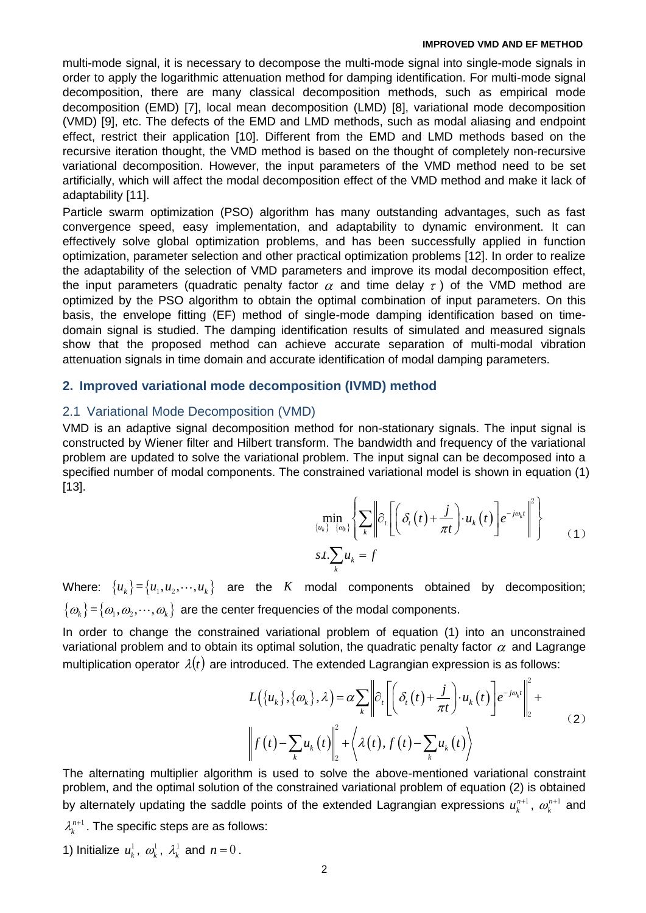multi-mode signal, it is necessary to decompose the multi-mode signal into single-mode signals in order to apply the logarithmic attenuation method for damping identification. For multi-mode signal decomposition, there are many classical decomposition methods, such as empirical mode decomposition (EMD) [7], local mean decomposition (LMD) [8], variational mode decomposition (VMD) [9], etc. The defects of the EMD and LMD methods, such as modal aliasing and endpoint effect, restrict their application [10]. Different from the EMD and LMD methods based on the recursive iteration thought, the VMD method is based on the thought of completely non-recursive variational decomposition. However, the input parameters of the VMD method need to be set artificially, which will affect the modal decomposition effect of the VMD method and make it lack of adaptability [11].

Particle swarm optimization (PSO) algorithm has many outstanding advantages, such as fast convergence speed, easy implementation, and adaptability to dynamic environment. It can effectively solve global optimization problems, and has been successfully applied in function optimization, parameter selection and other practical optimization problems [12]. In order to realize the adaptability of the selection of VMD parameters and improve its modal decomposition effect, the input parameters (quadratic penalty factor $\alpha$ and time delay $\tau$) of the VMD method are optimized by the PSO algorithm to obtain the optimal combination of input parameters. On this basis, the envelope fitting (EF) method of single-mode damping identification based on time-domain signal is studied. The damping identification results of simulated and measured signals show that the proposed method can achieve accurate separation of multi-modal vibration attenuation signals in time domain and accurate identification of modal damping parameters.

## 2. Improved variational mode decomposition (IVMD) method

### 2.1 Variational Mode Decomposition (VMD)

VMD is an adaptive signal decomposition method for non-stationary signals. The input signal is constructed by Wiener filter and Hilbert transform. The bandwidth and frequency of the variational problem are updated to solve the variational problem. The input signal can be decomposed into a specified number of modal components. The constrained variational model is shown in equation (1) [13].

$$
\min_{\{u_k\}\ \{\omega_k\}} \left\{ \sum_k \left\| \partial_t \left[ \left( \delta_t(t) + \frac{j}{\pi t} \right) \cdot u_k(t) \right] e^{-j\omega_k t} \right\|^2 \right\} \quad (1)
$$
$$
s.t. \sum_k u_k = f
$$

Where: $\{u_k\} = \{u_1, u_2, \cdots, u_k\}$ are the $K$ modal components obtained by decomposition; $\{\omega_k\} = \{\omega_1, \omega_2, \cdots, \omega_k\}$ are the center frequencies of the modal components.

In order to change the constrained variational problem of equation (1) into an unconstrained variational problem and to obtain its optimal solution, the quadratic penalty factor $\alpha$ and Lagrange multiplication operator $\lambda(t)$ are introduced. The extended Lagrangian expression is as follows:

$$
L(\{u_k\},\{\omega_k\},\lambda) = \alpha \sum_k \left\| \partial_t \left[ \left( \delta_t(t) + \frac{j}{\pi t} \right) \cdot u_k(t) \right] e^{-j\omega_k t} \right\|_2^2 + \left\| f(t) - \sum_k u_k(t) \right\|_2^2 + \left\langle \lambda(t), f(t) - \sum_k u_k(t) \right\rangle \quad (2)
$$

The alternating multiplier algorithm is used to solve the above-mentioned variational constraint problem, and the optimal solution of the constrained variational problem of equation (2) is obtained by alternately updating the saddle points of the extended Lagrangian expressions $u_k^{n+1}$, $\omega_k^{n+1}$ and $\lambda_k^{n+1}$. The specific steps are as follows:

1) Initialize $u_k^1$, $\omega_k^1$, $\lambda_k^1$ and $n = 0$.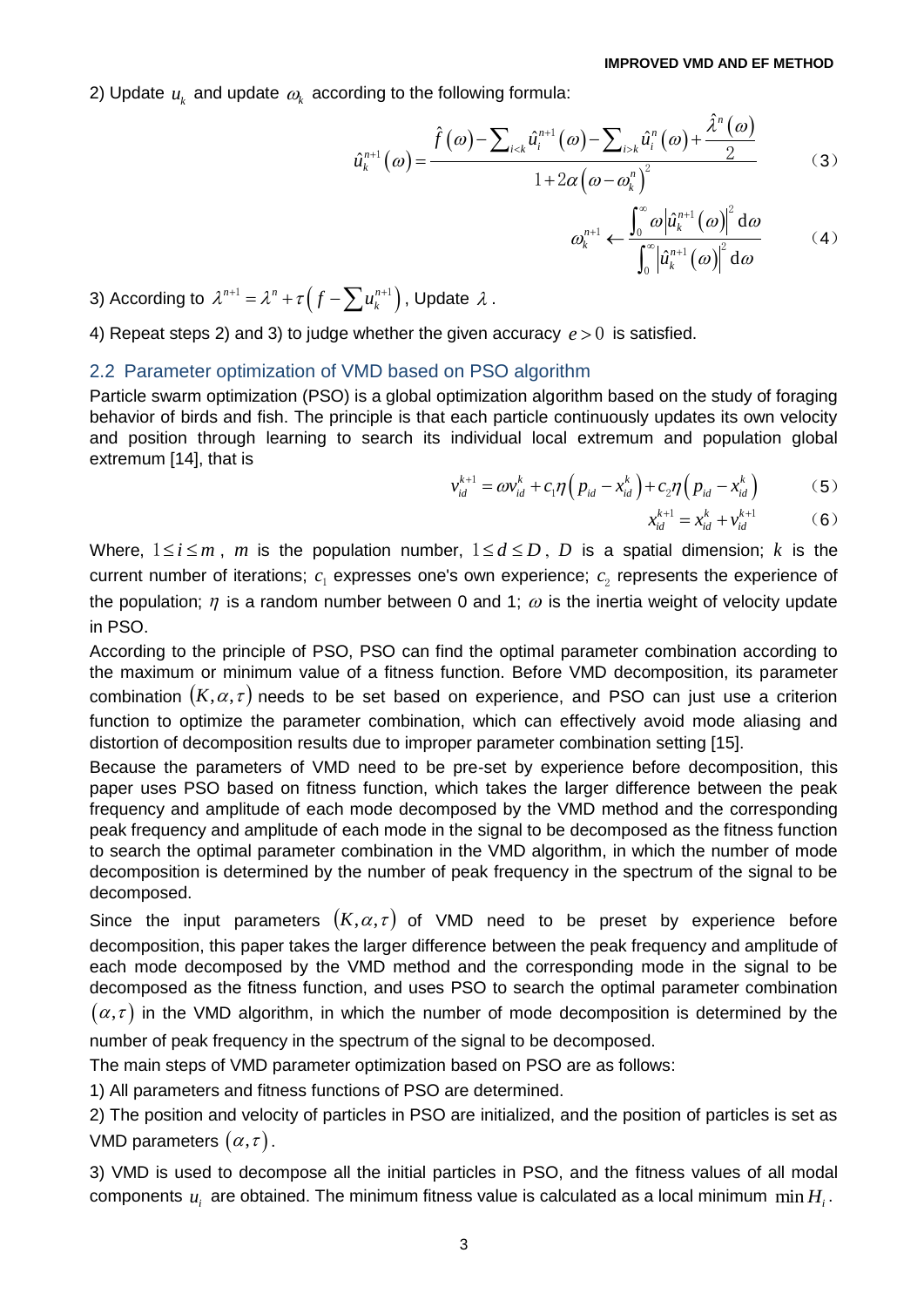2) Update $u_k$ and update $\omega_k$ according to the following formula:

$$\hat{u}_k^{n+1}(\omega) = \frac{\hat{f}(\omega) - \sum_{i<k} \hat{u}_i^{n+1}(\omega) - \sum_{i>k} \hat{u}_i^{n}(\omega) + \frac{\hat{\lambda}^n(\omega)}{2}}{1 + 2\alpha\left(\omega - \omega_k^n\right)^2} \quad (3)$$

$$\omega_k^{n+1} \leftarrow \frac{\int_0^\infty \omega \left|\hat{u}_k^{n+1}(\omega)\right|^2 \mathrm{d}\omega}{\int_0^\infty \left|\hat{u}_k^{n+1}(\omega)\right|^2 \mathrm{d}\omega} \quad (4)$$

3) According to $\lambda^{n+1} = \lambda^n + \tau\left(f - \sum u_k^{n+1}\right)$, Update $\lambda$.

4) Repeat steps 2) and 3) to judge whether the given accuracy $e > 0$ is satisfied.

## 2.2 Parameter optimization of VMD based on PSO algorithm

Particle swarm optimization (PSO) is a global optimization algorithm based on the study of foraging behavior of birds and fish. The principle is that each particle continuously updates its own velocity and position through learning to search its individual local extremum and population global extremum [14], that is

$$v_{id}^{k+1} = \omega v_{id}^k + c_1\eta\left(p_{id} - x_{id}^k\right) + c_2\eta\left(p_{id} - x_{id}^k\right) \quad (5)$$

$$x_{id}^{k+1} = x_{id}^k + v_{id}^{k+1} \quad (6)$$

Where, $1 \le i \le m$, $m$ is the population number, $1 \le d \le D$, $D$ is a spatial dimension; $k$ is the current number of iterations; $c_1$ expresses one's own experience; $c_2$ represents the experience of the population; $\eta$ is a random number between 0 and 1; $\omega$ is the inertia weight of velocity update in PSO.

According to the principle of PSO, PSO can find the optimal parameter combination according to the maximum or minimum value of a fitness function. Before VMD decomposition, its parameter combination $(K, \alpha, \tau)$ needs to be set based on experience, and PSO can just use a criterion function to optimize the parameter combination, which can effectively avoid mode aliasing and distortion of decomposition results due to improper parameter combination setting [15].

Because the parameters of VMD need to be pre-set by experience before decomposition, this paper uses PSO based on fitness function, which takes the larger difference between the peak frequency and amplitude of each mode decomposed by the VMD method and the corresponding peak frequency and amplitude of each mode in the signal to be decomposed as the fitness function to search the optimal parameter combination in the VMD algorithm, in which the number of mode decomposition is determined by the number of peak frequency in the spectrum of the signal to be decomposed.

Since the input parameters $(K, \alpha, \tau)$ of VMD need to be preset by experience before decomposition, this paper takes the larger difference between the peak frequency and amplitude of each mode decomposed by the VMD method and the corresponding mode in the signal to be decomposed as the fitness function, and uses PSO to search the optimal parameter combination $(\alpha, \tau)$ in the VMD algorithm, in which the number of mode decomposition is determined by the number of peak frequency in the spectrum of the signal to be decomposed.

The main steps of VMD parameter optimization based on PSO are as follows:

1) All parameters and fitness functions of PSO are determined.

2) The position and velocity of particles in PSO are initialized, and the position of particles is set as VMD parameters $(\alpha, \tau)$.

3) VMD is used to decompose all the initial particles in PSO, and the fitness values of all modal components $u_i$ are obtained. The minimum fitness value is calculated as a local minimum $\min H_i$.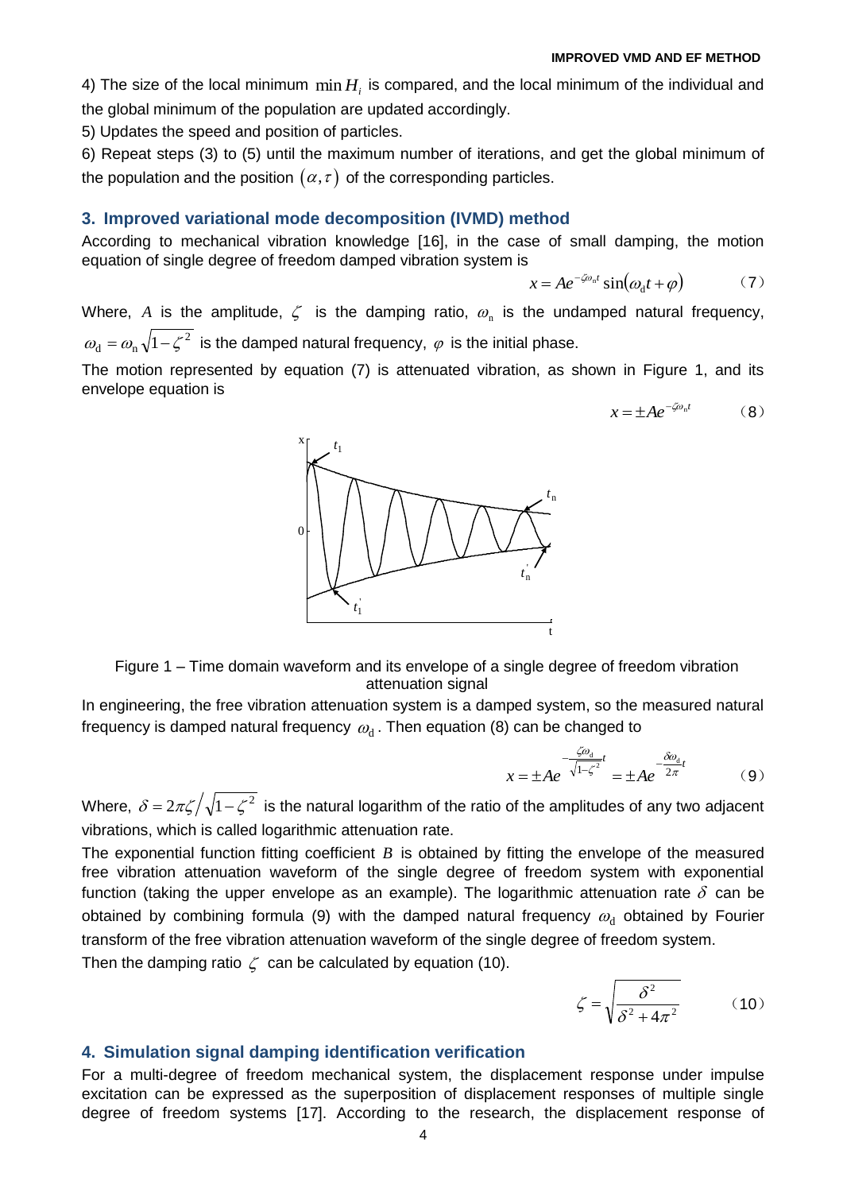4) The size of the local minimum $\min H_i$ is compared, and the local minimum of the individual and the global minimum of the population are updated accordingly.

5) Updates the speed and position of particles.

6) Repeat steps (3) to (5) until the maximum number of iterations, and get the global minimum of the population and the position $(\alpha, \tau)$ of the corresponding particles.

## 3. Improved variational mode decomposition (IVMD) method

According to mechanical vibration knowledge [16], in the case of small damping, the motion equation of single degree of freedom damped vibration system is

$$x = Ae^{-\zeta\omega_n t}\sin(\omega_d t + \varphi) \qquad (7)$$

Where, $A$ is the amplitude, $\zeta$ is the damping ratio, $\omega_n$ is the undamped natural frequency, $\omega_d = \omega_n\sqrt{1-\zeta^2}$ is the damped natural frequency, $\varphi$ is the initial phase.

The motion represented by equation (7) is attenuated vibration, as shown in Figure 1, and its envelope equation is

$$x = \pm Ae^{-\zeta\omega_n t} \qquad (8)$$

Figure 1 – Time domain waveform and its envelope of a single degree of freedom vibration attenuation signal

In engineering, the free vibration attenuation system is a damped system, so the measured natural frequency is damped natural frequency $\omega_d$. Then equation (8) can be changed to

$$x = \pm Ae^{-\frac{\zeta\omega_d}{\sqrt{1-\zeta^2}}t} = \pm Ae^{-\frac{\delta\omega_d}{2\pi}t} \qquad (9)$$

Where, $\delta = 2\pi\zeta/\sqrt{1-\zeta^2}$ is the natural logarithm of the ratio of the amplitudes of any two adjacent vibrations, which is called logarithmic attenuation rate.

The exponential function fitting coefficient $B$ is obtained by fitting the envelope of the measured free vibration attenuation waveform of the single degree of freedom system with exponential function (taking the upper envelope as an example). The logarithmic attenuation rate $\delta$ can be obtained by combining formula (9) with the damped natural frequency $\omega_d$ obtained by Fourier transform of the free vibration attenuation waveform of the single degree of freedom system.

Then the damping ratio $\zeta$ can be calculated by equation (10).

$$\zeta = \sqrt{\frac{\delta^2}{\delta^2 + 4\pi^2}} \qquad (10)$$

## 4. Simulation signal damping identification verification

For a multi-degree of freedom mechanical system, the displacement response under impulse excitation can be expressed as the superposition of displacement responses of multiple single degree of freedom systems [17]. According to the research, the displacement response of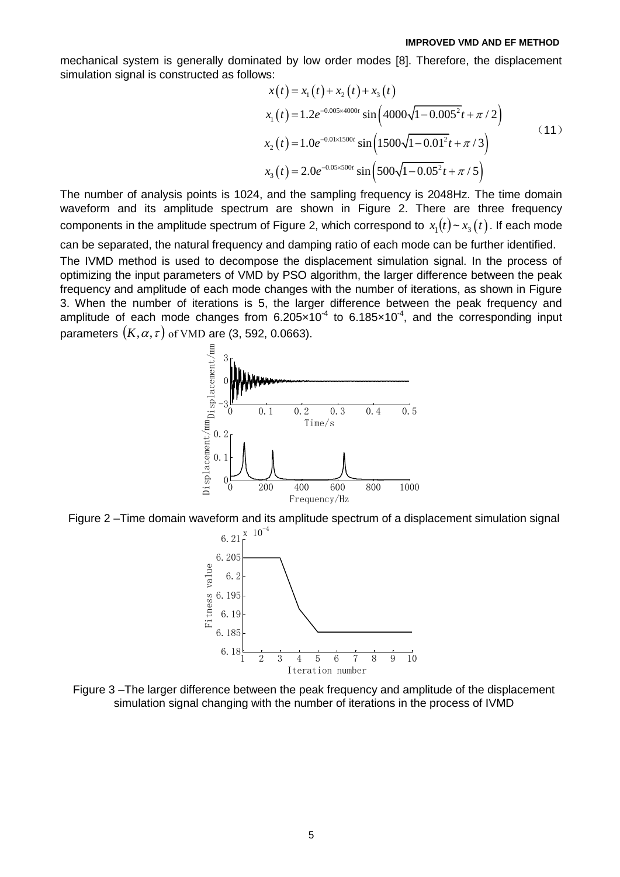mechanical system is generally dominated by low order modes [8]. Therefore, the displacement simulation signal is constructed as follows:

$$
\begin{aligned}
x(t) &= x_1(t) + x_2(t) + x_3(t) \\
x_1(t) &= 1.2e^{-0.005\times 4000t}\sin\left(4000\sqrt{1-0.005^2}t + \pi/2\right) \\
x_2(t) &= 1.0e^{-0.01\times 1500t}\sin\left(1500\sqrt{1-0.01^2}t + \pi/3\right) \\
x_3(t) &= 2.0e^{-0.05\times 500t}\sin\left(500\sqrt{1-0.05^2}t + \pi/5\right)
\end{aligned}
\tag{11}
$$

The number of analysis points is 1024, and the sampling frequency is 2048Hz. The time domain waveform and its amplitude spectrum are shown in Figure 2. There are three frequency components in the amplitude spectrum of Figure 2, which correspond to $x_1(t) \sim x_3(t)$. If each mode can be separated, the natural frequency and damping ratio of each mode can be further identified.

The IVMD method is used to decompose the displacement simulation signal. In the process of optimizing the input parameters of VMD by PSO algorithm, the larger difference between the peak frequency and amplitude of each mode changes with the number of iterations, as shown in Figure 3. When the number of iterations is 5, the larger difference between the peak frequency and amplitude of each mode changes from $6.205\times10^{-4}$ to $6.185\times10^{-4}$, and the corresponding input parameters $(K, \alpha, \tau)$ of VMD are (3, 592, 0.0663).

Figure 2 –Time domain waveform and its amplitude spectrum of a displacement simulation signal

Figure 3 –The larger difference between the peak frequency and amplitude of the displacement simulation signal changing with the number of iterations in the process of IVMD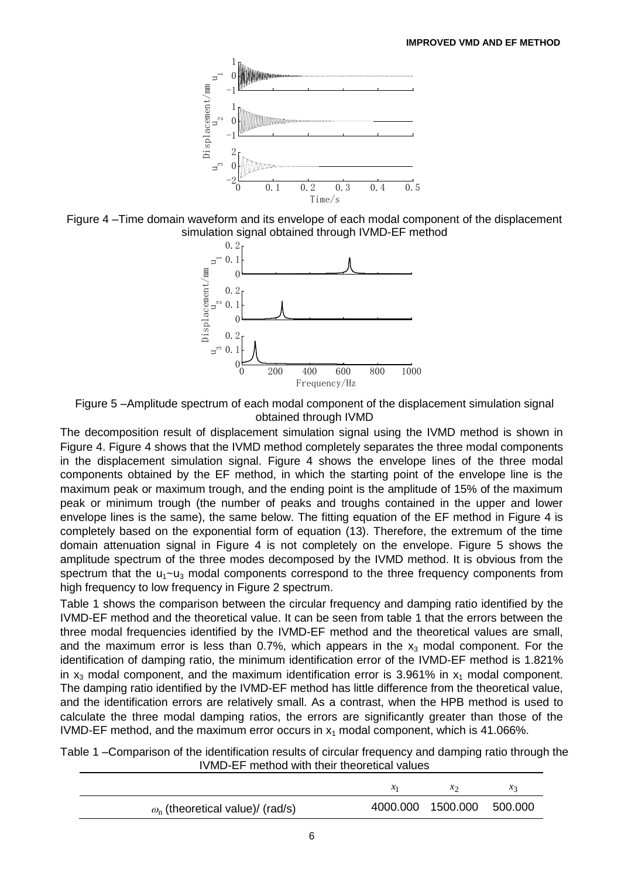Figure 4 –Time domain waveform and its envelope of each modal component of the displacement simulation signal obtained through IVMD-EF method

Figure 5 –Amplitude spectrum of each modal component of the displacement simulation signal obtained through IVMD

The decomposition result of displacement simulation signal using the IVMD method is shown in Figure 4. Figure 4 shows that the IVMD method completely separates the three modal components in the displacement simulation signal. Figure 4 shows the envelope lines of the three modal components obtained by the EF method, in which the starting point of the envelope line is the maximum peak or maximum trough, and the ending point is the amplitude of 15% of the maximum peak or minimum trough (the number of peaks and troughs contained in the upper and lower envelope lines is the same), the same below. The fitting equation of the EF method in Figure 4 is completely based on the exponential form of equation (13). Therefore, the extremum of the time domain attenuation signal in Figure 4 is not completely on the envelope. Figure 5 shows the amplitude spectrum of the three modes decomposed by the IVMD method. It is obvious from the spectrum that the $u_1$~$u_3$ modal components correspond to the three frequency components from high frequency to low frequency in Figure 2 spectrum.

Table 1 shows the comparison between the circular frequency and damping ratio identified by the IVMD-EF method and the theoretical value. It can be seen from table 1 that the errors between the three modal frequencies identified by the IVMD-EF method and the theoretical values are small, and the maximum error is less than 0.7%, which appears in the $x_3$ modal component. For the identification of damping ratio, the minimum identification error of the IVMD-EF method is 1.821% in $x_3$ modal component, and the maximum identification error is 3.961% in $x_1$ modal component. The damping ratio identified by the IVMD-EF method has little difference from the theoretical value, and the identification errors are relatively small. As a contrast, when the HPB method is used to calculate the three modal damping ratios, the errors are significantly greater than those of the IVMD-EF method, and the maximum error occurs in $x_1$ modal component, which is 41.066%.

Table 1 –Comparison of the identification results of circular frequency and damping ratio through the IVMD-EF method with their theoretical values

| | $x_1$ | $x_2$ | $x_3$ |
|---|---|---|---|
| $\omega_n$ (theoretical value)/ (rad/s) | 4000.000 | 1500.000 | 500.000 |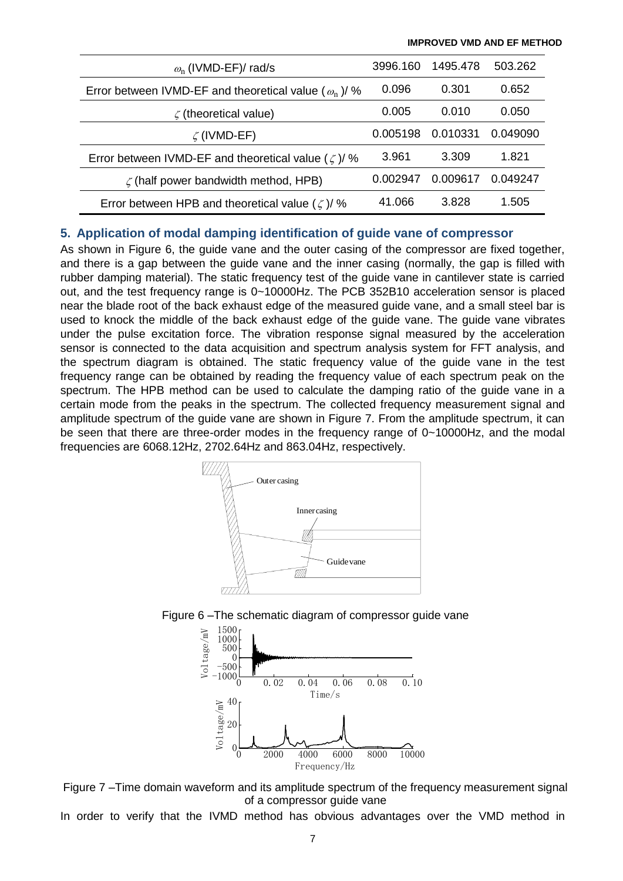| $\omega_n$ (IVMD-EF)/ rad/s | 3996.160 | 1495.478 | 503.262 |
|---|---|---|---|
| Error between IVMD-EF and theoretical value ($\omega_n$)/ % | 0.096 | 0.301 | 0.652 |
| $\zeta$ (theoretical value) | 0.005 | 0.010 | 0.050 |
| $\zeta$ (IVMD-EF) | 0.005198 | 0.010331 | 0.049090 |
| Error between IVMD-EF and theoretical value ($\zeta$)/ % | 3.961 | 3.309 | 1.821 |
| $\zeta$ (half power bandwidth method, HPB) | 0.002947 | 0.009617 | 0.049247 |
| Error between HPB and theoretical value ($\zeta$)/ % | 41.066 | 3.828 | 1.505 |

## 5. Application of modal damping identification of guide vane of compressor

As shown in Figure 6, the guide vane and the outer casing of the compressor are fixed together, and there is a gap between the guide vane and the inner casing (normally, the gap is filled with rubber damping material). The static frequency test of the guide vane in cantilever state is carried out, and the test frequency range is 0~10000Hz. The PCB 352B10 acceleration sensor is placed near the blade root of the back exhaust edge of the measured guide vane, and a small steel bar is used to knock the middle of the back exhaust edge of the guide vane. The guide vane vibrates under the pulse excitation force. The vibration response signal measured by the acceleration sensor is connected to the data acquisition and spectrum analysis system for FFT analysis, and the spectrum diagram is obtained. The static frequency value of the guide vane in the test frequency range can be obtained by reading the frequency value of each spectrum peak on the spectrum. The HPB method can be used to calculate the damping ratio of the guide vane in a certain mode from the peaks in the spectrum. The collected frequency measurement signal and amplitude spectrum of the guide vane are shown in Figure 7. From the amplitude spectrum, it can be seen that there are three-order modes in the frequency range of 0~10000Hz, and the modal frequencies are 6068.12Hz, 2702.64Hz and 863.04Hz, respectively.

Figure 6 –The schematic diagram of compressor guide vane

Figure 7 –Time domain waveform and its amplitude spectrum of the frequency measurement signal of a compressor guide vane

In order to verify that the IVMD method has obvious advantages over the VMD method in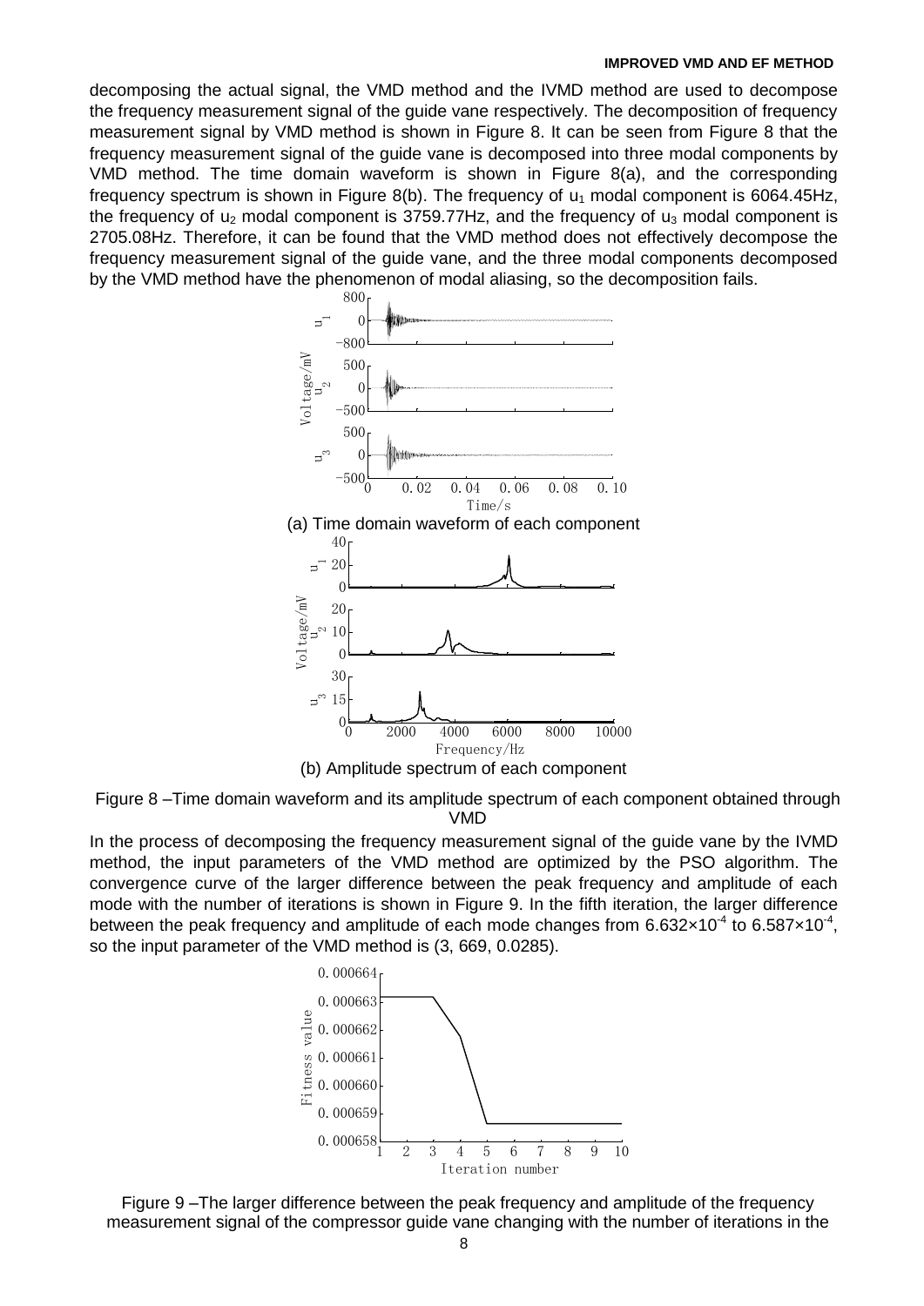decomposing the actual signal, the VMD method and the IVMD method are used to decompose the frequency measurement signal of the guide vane respectively. The decomposition of frequency measurement signal by VMD method is shown in Figure 8. It can be seen from Figure 8 that the frequency measurement signal of the guide vane is decomposed into three modal components by VMD method. The time domain waveform is shown in Figure 8(a), and the corresponding frequency spectrum is shown in Figure 8(b). The frequency of $u_1$ modal component is 6064.45Hz, the frequency of $u_2$ modal component is 3759.77Hz, and the frequency of $u_3$ modal component is 2705.08Hz. Therefore, it can be found that the VMD method does not effectively decompose the frequency measurement signal of the guide vane, and the three modal components decomposed by the VMD method have the phenomenon of modal aliasing, so the decomposition fails.

(a) Time domain waveform of each component

(b) Amplitude spectrum of each component

Figure 8 –Time domain waveform and its amplitude spectrum of each component obtained through VMD

In the process of decomposing the frequency measurement signal of the guide vane by the IVMD method, the input parameters of the VMD method are optimized by the PSO algorithm. The convergence curve of the larger difference between the peak frequency and amplitude of each mode with the number of iterations is shown in Figure 9. In the fifth iteration, the larger difference between the peak frequency and amplitude of each mode changes from $6.632\times10^{-4}$ to $6.587\times10^{-4}$, so the input parameter of the VMD method is (3, 669, 0.0285).

Figure 9 –The larger difference between the peak frequency and amplitude of the frequency measurement signal of the compressor guide vane changing with the number of iterations in the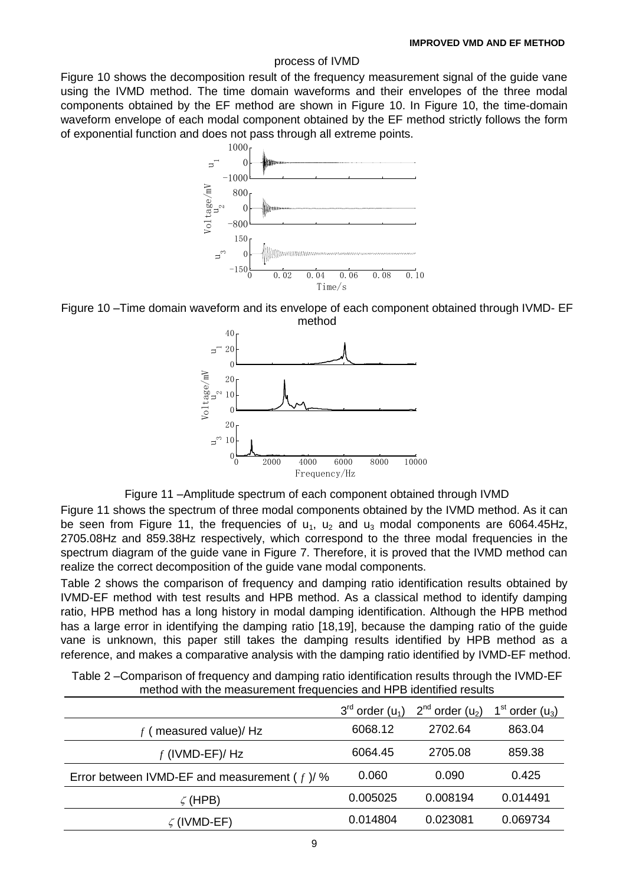process of IVMD

Figure 10 shows the decomposition result of the frequency measurement signal of the guide vane using the IVMD method. The time domain waveforms and their envelopes of the three modal components obtained by the EF method are shown in Figure 10. In Figure 10, the time-domain waveform envelope of each modal component obtained by the EF method strictly follows the form of exponential function and does not pass through all extreme points.

Figure 10 –Time domain waveform and its envelope of each component obtained through IVMD- EF method

Figure 11 –Amplitude spectrum of each component obtained through IVMD

Figure 11 shows the spectrum of three modal components obtained by the IVMD method. As it can be seen from Figure 11, the frequencies of $u_1$, $u_2$ and $u_3$ modal components are 6064.45Hz, 2705.08Hz and 859.38Hz respectively, which correspond to the three modal frequencies in the spectrum diagram of the guide vane in Figure 7. Therefore, it is proved that the IVMD method can realize the correct decomposition of the guide vane modal components.

Table 2 shows the comparison of frequency and damping ratio identification results obtained by IVMD-EF method with test results and HPB method. As a classical method to identify damping ratio, HPB method has a long history in modal damping identification. Although the HPB method has a large error in identifying the damping ratio [18,19], because the damping ratio of the guide vane is unknown, this paper still takes the damping results identified by HPB method as a reference, and makes a comparative analysis with the damping ratio identified by IVMD-EF method.

Table 2 –Comparison of frequency and damping ratio identification results through the IVMD-EF method with the measurement frequencies and HPB identified results

| | $3^{rd}$ order ($u_1$) | $2^{nd}$ order ($u_2$) | $1^{st}$ order ($u_3$) |
|---|---|---|---|
| $f$ ( measured value)/ Hz | 6068.12 | 2702.64 | 863.04 |
| $f$ (IVMD-EF)/ Hz | 6064.45 | 2705.08 | 859.38 |
| Error between IVMD-EF and measurement ( $f$ )/ % | 0.060 | 0.090 | 0.425 |
| $\zeta$ (HPB) | 0.005025 | 0.008194 | 0.014491 |
| $\zeta$ (IVMD-EF) | 0.014804 | 0.023081 | 0.069734 |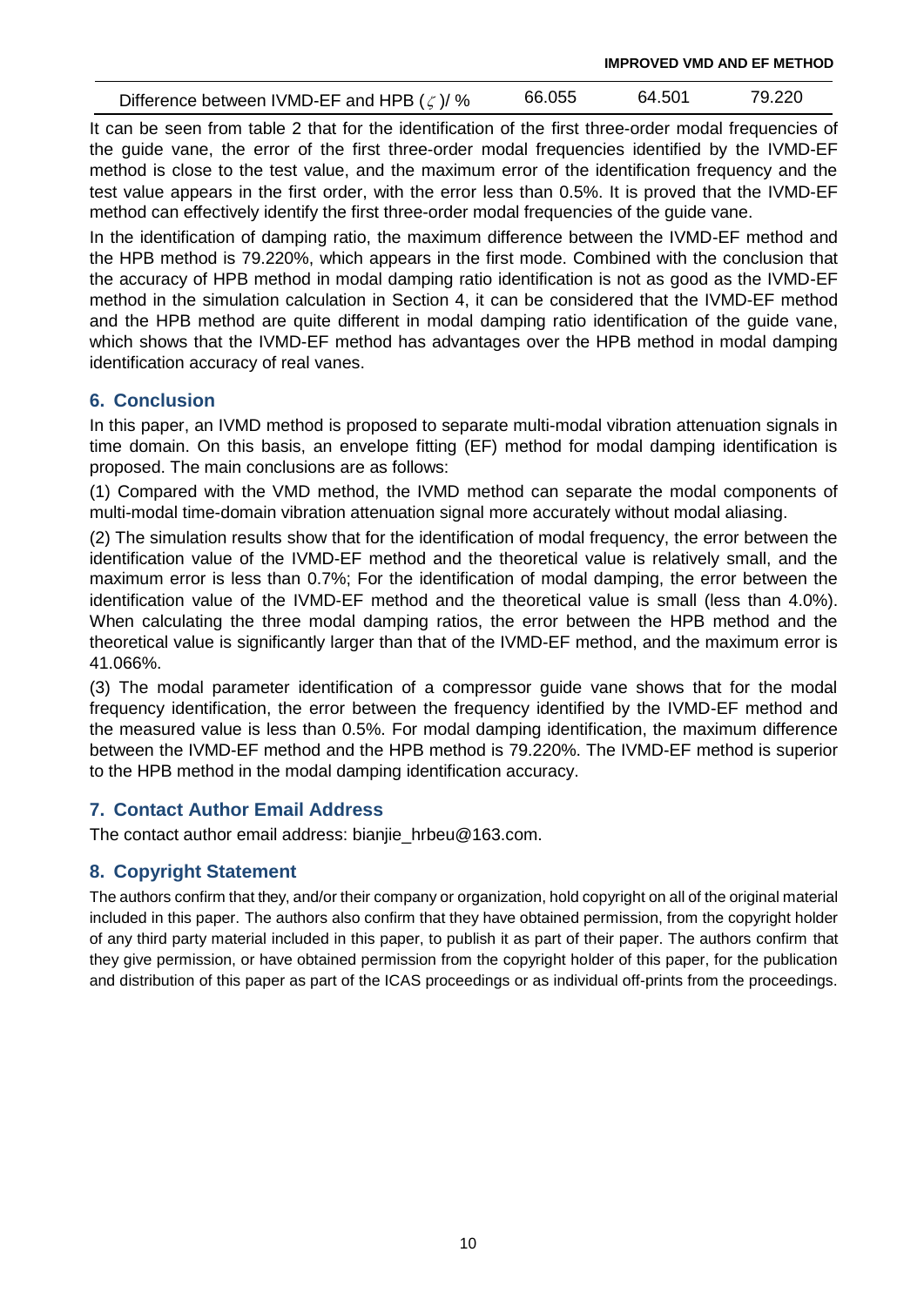| Difference between IVMD-EF and HPB ($\zeta$)/ % | 66.055 | 64.501 | 79.220 |
|---|---|---|---|

It can be seen from table 2 that for the identification of the first three-order modal frequencies of the guide vane, the error of the first three-order modal frequencies identified by the IVMD-EF method is close to the test value, and the maximum error of the identification frequency and the test value appears in the first order, with the error less than 0.5%. It is proved that the IVMD-EF method can effectively identify the first three-order modal frequencies of the guide vane.

In the identification of damping ratio, the maximum difference between the IVMD-EF method and the HPB method is 79.220%, which appears in the first mode. Combined with the conclusion that the accuracy of HPB method in modal damping ratio identification is not as good as the IVMD-EF method in the simulation calculation in Section 4, it can be considered that the IVMD-EF method and the HPB method are quite different in modal damping ratio identification of the guide vane, which shows that the IVMD-EF method has advantages over the HPB method in modal damping identification accuracy of real vanes.

## 6. Conclusion

In this paper, an IVMD method is proposed to separate multi-modal vibration attenuation signals in time domain. On this basis, an envelope fitting (EF) method for modal damping identification is proposed. The main conclusions are as follows:

(1) Compared with the VMD method, the IVMD method can separate the modal components of multi-modal time-domain vibration attenuation signal more accurately without modal aliasing.

(2) The simulation results show that for the identification of modal frequency, the error between the identification value of the IVMD-EF method and the theoretical value is relatively small, and the maximum error is less than 0.7%; For the identification of modal damping, the error between the identification value of the IVMD-EF method and the theoretical value is small (less than 4.0%). When calculating the three modal damping ratios, the error between the HPB method and the theoretical value is significantly larger than that of the IVMD-EF method, and the maximum error is 41.066%.

(3) The modal parameter identification of a compressor guide vane shows that for the modal frequency identification, the error between the frequency identified by the IVMD-EF method and the measured value is less than 0.5%. For modal damping identification, the maximum difference between the IVMD-EF method and the HPB method is 79.220%. The IVMD-EF method is superior to the HPB method in the modal damping identification accuracy.

## 7. Contact Author Email Address

The contact author email address: bianjie_hrbeu@163.com.

## 8. Copyright Statement

The authors confirm that they, and/or their company or organization, hold copyright on all of the original material included in this paper. The authors also confirm that they have obtained permission, from the copyright holder of any third party material included in this paper, to publish it as part of their paper. The authors confirm that they give permission, or have obtained permission from the copyright holder of this paper, for the publication and distribution of this paper as part of the ICAS proceedings or as individual off-prints from the proceedings.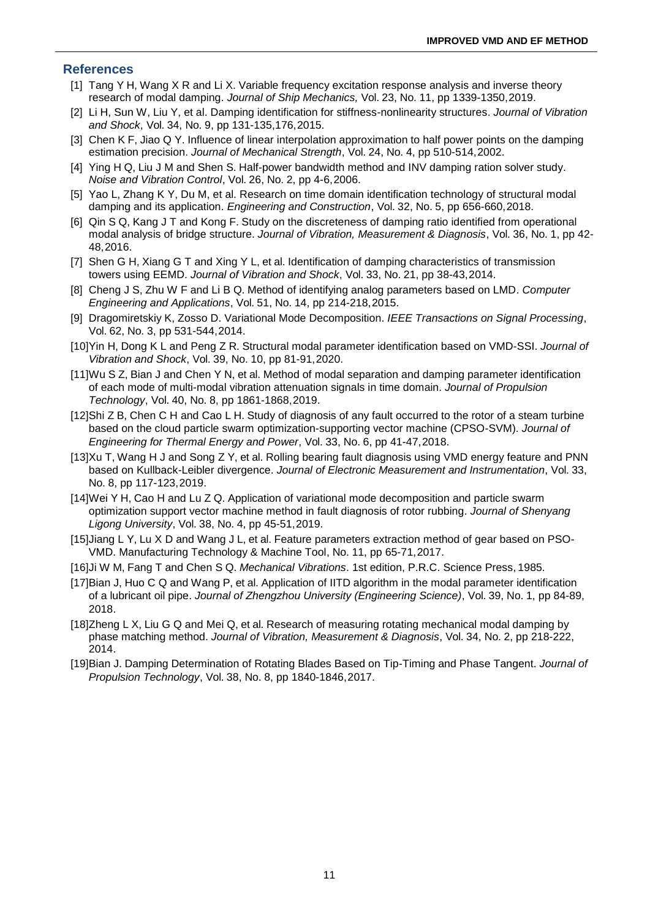## References

[1] Tang Y H, Wang X R and Li X. Variable frequency excitation response analysis and inverse theory research of modal damping. *Journal of Ship Mechanics,* Vol. 23, No. 11, pp 1339-1350, 2019.

[2] Li H, Sun W, Liu Y, et al. Damping identification for stiffness-nonlinearity structures. *Journal of Vibration and Shock*, Vol. 34, No. 9, pp 131-135,176, 2015.

[3] Chen K F, Jiao Q Y. Influence of linear interpolation approximation to half power points on the damping estimation precision. *Journal of Mechanical Strength*, Vol. 24, No. 4, pp 510-514, 2002.

[4] Ying H Q, Liu J M and Shen S. Half-power bandwidth method and INV damping ration solver study. *Noise and Vibration Control*, Vol. 26, No. 2, pp 4-6, 2006.

[5] Yao L, Zhang K Y, Du M, et al. Research on time domain identification technology of structural modal damping and its application. *Engineering and Construction*, Vol. 32, No. 5, pp 656-660, 2018.

[6] Qin S Q, Kang J T and Kong F. Study on the discreteness of damping ratio identified from operational modal analysis of bridge structure. *Journal of Vibration, Measurement & Diagnosis*, Vol. 36, No. 1, pp 42-48, 2016.

[7] Shen G H, Xiang G T and Xing Y L, et al. Identification of damping characteristics of transmission towers using EEMD. *Journal of Vibration and Shock*, Vol. 33, No. 21, pp 38-43, 2014.

[8] Cheng J S, Zhu W F and Li B Q. Method of identifying analog parameters based on LMD. *Computer Engineering and Applications*, Vol. 51, No. 14, pp 214-218, 2015.

[9] Dragomiretskiy K, Zosso D. Variational Mode Decomposition. *IEEE Transactions on Signal Processing*, Vol. 62, No. 3, pp 531-544, 2014.

[10] Yin H, Dong K L and Peng Z R. Structural modal parameter identification based on VMD-SSI. *Journal of Vibration and Shock*, Vol. 39, No. 10, pp 81-91, 2020.

[11] Wu S Z, Bian J and Chen Y N, et al. Method of modal separation and damping parameter identification of each mode of multi-modal vibration attenuation signals in time domain. *Journal of Propulsion Technology*, Vol. 40, No. 8, pp 1861-1868, 2019.

[12] Shi Z B, Chen C H and Cao L H. Study of diagnosis of any fault occurred to the rotor of a steam turbine based on the cloud particle swarm optimization-supporting vector machine (CPSO-SVM). *Journal of Engineering for Thermal Energy and Power*, Vol. 33, No. 6, pp 41-47, 2018.

[13] Xu T, Wang H J and Song Z Y, et al. Rolling bearing fault diagnosis using VMD energy feature and PNN based on Kullback-Leibler divergence. *Journal of Electronic Measurement and Instrumentation*, Vol. 33, No. 8, pp 117-123, 2019.

[14] Wei Y H, Cao H and Lu Z Q. Application of variational mode decomposition and particle swarm optimization support vector machine method in fault diagnosis of rotor rubbing. *Journal of Shenyang Ligong University*, Vol. 38, No. 4, pp 45-51, 2019.

[15] Jiang L Y, Lu X D and Wang J L, et al. Feature parameters extraction method of gear based on PSO-VMD. Manufacturing Technology & Machine Tool, No. 11, pp 65-71, 2017.

[16] Ji W M, Fang T and Chen S Q. *Mechanical Vibrations*. 1st edition, P.R.C. Science Press, 1985.

[17] Bian J, Huo C Q and Wang P, et al. Application of IITD algorithm in the modal parameter identification of a lubricant oil pipe. *Journal of Zhengzhou University (Engineering Science)*, Vol. 39, No. 1, pp 84-89, 2018.

[18] Zheng L X, Liu G Q and Mei Q, et al. Research of measuring rotating mechanical modal damping by phase matching method. *Journal of Vibration, Measurement & Diagnosis*, Vol. 34, No. 2, pp 218-222, 2014.

[19] Bian J. Damping Determination of Rotating Blades Based on Tip-Timing and Phase Tangent. *Journal of Propulsion Technology*, Vol. 38, No. 8, pp 1840-1846, 2017.